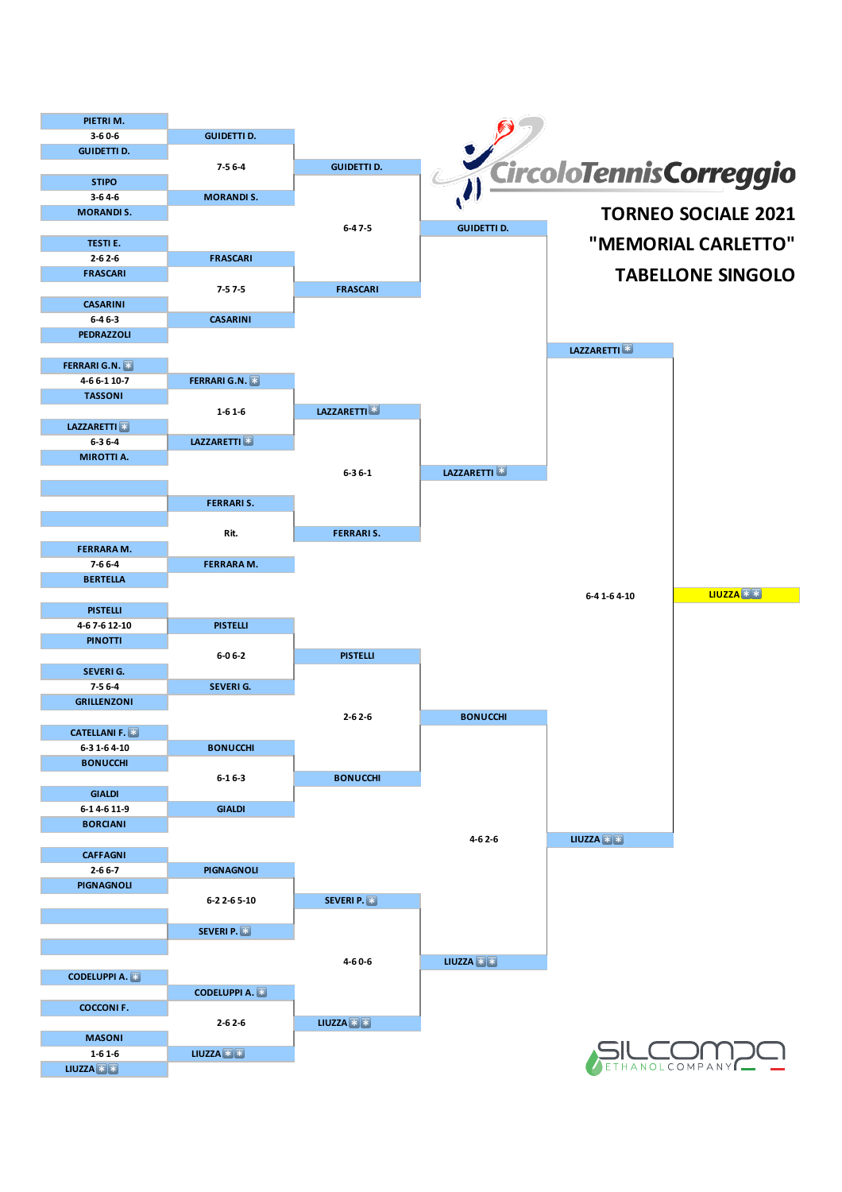# TORNEO SOCIALE 2021

## "MEMORIAL CARLETTO"

## TABELLONE SINGOLO

CircoloTennisCorreggio

### Primo turno

| Giocatore 1 | Risultato | Giocatore 2 |
|---|---|---|
| PIETRI M. | 3-6 0-6 | GUIDETTI D. |
| STIPO | 3-6 4-6 | MORANDI S. |
| TESTI E. | 2-6 2-6 | FRASCARI |
| CASARINI | 6-4 6-3 | PEDRAZZOLI |
| FERRARI G.N. | 4-6 6-1 10-7 | TASSONI |
| LAZZARETTI | 6-3 6-4 | MIROTTI A. |
| | | |
| FERRARA M. | 7-6 6-4 | BERTELLA |
| PISTELLI | 4-6 7-6 12-10 | PINOTTI |
| SEVERI G. | 7-5 6-4 | GRILLENZONI |
| CATELLANI F. | 6-3 1-6 4-10 | BONUCCHI |
| GIALDI | 6-1 4-6 11-9 | BORCIANI |
| CAFFAGNI | 2-6 6-7 | PIGNAGNOLI |
| | | |
| CODELUPPI A. | | COCCONI F. |
| MASONI | 1-6 1-6 | LIUZZA |

### Secondo turno

| Giocatore 1 | Risultato | Giocatore 2 |
|---|---|---|
| GUIDETTI D. | 7-5 6-4 | MORANDI S. |
| FRASCARI | 7-5 7-5 | CASARINI |
| FERRARI G.N. | 1-6 1-6 | LAZZARETTI |
| FERRARI S. | Rit. | FERRARA M. |
| PISTELLI | 6-0 6-2 | SEVERI G. |
| BONUCCHI | 6-1 6-3 | GIALDI |
| PIGNAGNOLI | 6-2 2-6 5-10 | SEVERI P. |
| CODELUPPI A. | 2-6 2-6 | LIUZZA |

### Quarti di finale

| Giocatore 1 | Risultato | Giocatore 2 |
|---|---|---|
| GUIDETTI D. | 6-4 7-5 | FRASCARI |
| LAZZARETTI | 6-3 6-1 | FERRARI S. |
| PISTELLI | 2-6 2-6 | BONUCCHI |
| SEVERI P. | 4-6 0-6 | LIUZZA |

### Semifinali

| Giocatore 1 | Risultato | Giocatore 2 |
|---|---|---|
| GUIDETTI D. | | LAZZARETTI |
| BONUCCHI | 4-6 2-6 | LIUZZA |

### Finale

| Giocatore 1 | Risultato | Giocatore 2 |
|---|---|---|
| LAZZARETTI | 6-4 1-6 4-10 | LIUZZA |

**Vincitore: LIUZZA**

SILCOMPA ETHANOL COMPANY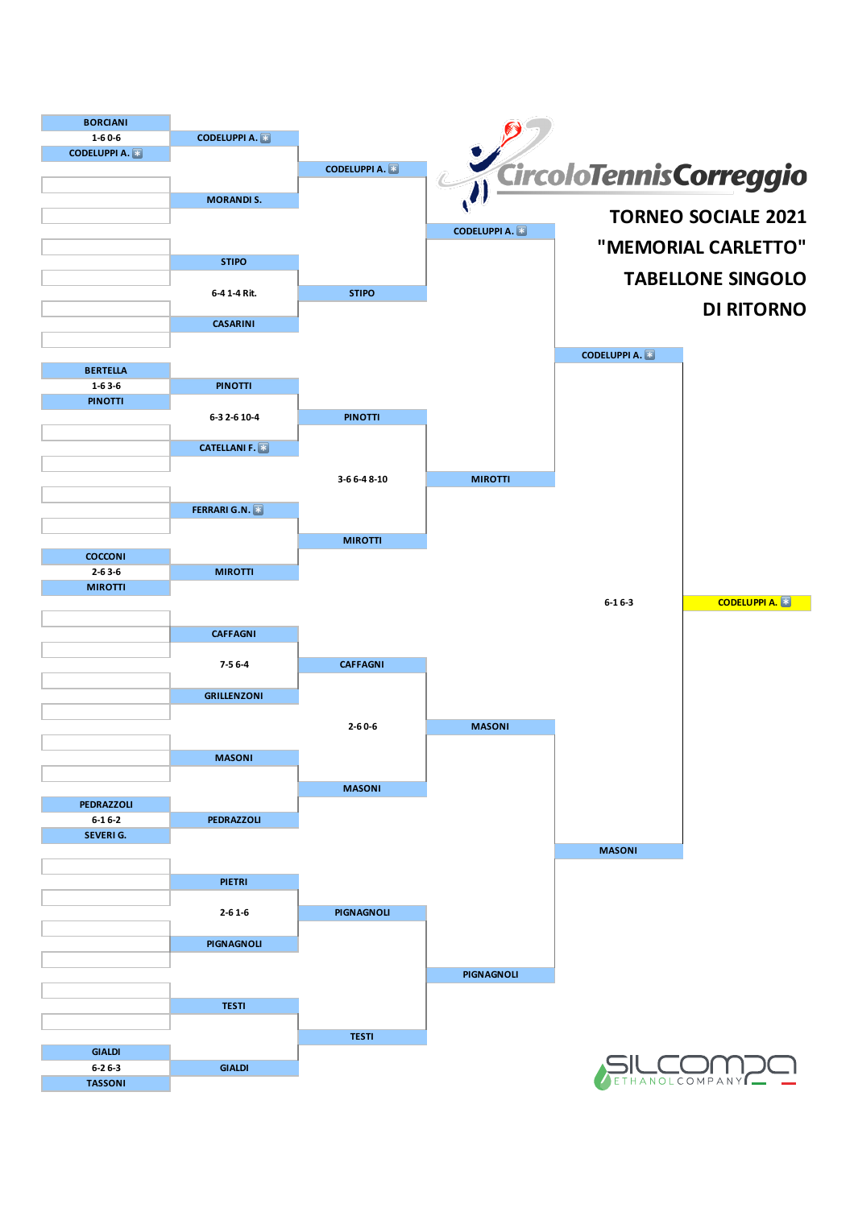# Circolo Tennis Correggio

## TORNEO SOCIALE 2021

## "MEMORIAL CARLETTO"

## TABELLONE SINGOLO

## DI RITORNO

| Turno 1 | Risultato | Turno 2 | Risultato | Ottavi | Risultato | Quarti | Risultato | Semifinali | Risultato | Vincitore |
|---|---|---|---|---|---|---|---|---|---|---|
| BORCIANI | 1-6 0-6 | CODELUPPI A. | | CODELUPPI A. | | CODELUPPI A. | | CODELUPPI A. | 6-1 6-3 | CODELUPPI A. |
| CODELUPPI A. | | MORANDI S. | | | | | | | | |
| | | STIPO | 6-4 1-4 Rit. | STIPO | | | | | | |
| | | CASARINI | | | | | | | | |
| BERTELLA | 1-6 3-6 | PINOTTI | 6-3 2-6 10-4 | PINOTTI | 3-6 6-4 8-10 | MIROTTI | | | | |
| PINOTTI | | CATELLANI F. | | | | | | | | |
| | | FERRARI G.N. | | MIROTTI | | | | | | |
| COCCONI | 2-6 3-6 | MIROTTI | | | | | | | | |
| MIROTTI | | | | | | | | | | |
| | | CAFFAGNI | 7-5 6-4 | CAFFAGNI | 2-6 0-6 | MASONI | | MASONI | | |
| | | GRILLENZONI | | | | | | | | |
| | | MASONI | | MASONI | | | | | | |
| PEDRAZZOLI | 6-1 6-2 | PEDRAZZOLI | | | | | | | | |
| SEVERI G. | | | | | | | | | | |
| | | PIETRI | 2-6 1-6 | PIGNAGNOLI | | PIGNAGNOLI | | | | |
| | | PIGNAGNOLI | | | | | | | | |
| | | TESTI | | TESTI | | | | | | |
| GIALDI | 6-2 6-3 | GIALDI | | | | | | | | |
| TASSONI | | | | | | | | | | |

SILCOMPA ETHANOL COMPANY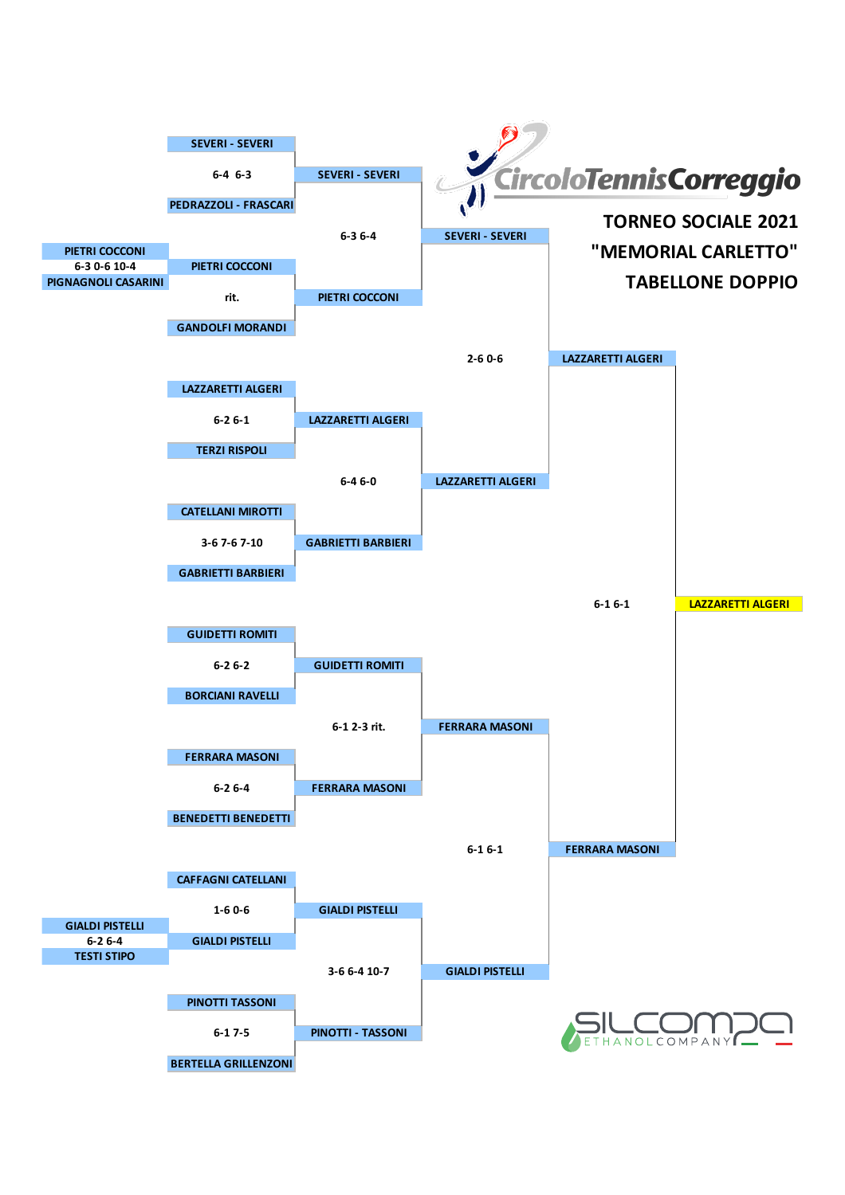# TORNEO SOCIALE 2021

## "MEMORIAL CARLETTO"

## TABELLONE DOPPIO

### Preliminari

| Incontro | Risultato | Vincitore |
|---|---|---|
| PIETRI COCCONI – PIGNAGNOLI CASARINI | 6-3 0-6 10-4 | PIETRI COCCONI |
| GIALDI PISTELLI – TESTI STIPO | 6-2 6-4 | GIALDI PISTELLI |

### Primo turno

| Incontro | Risultato | Vincitore |
|---|---|---|
| SEVERI - SEVERI – PEDRAZZOLI - FRASCARI | 6-4 6-3 | SEVERI - SEVERI |
| PIETRI COCCONI – GANDOLFI MORANDI | rit. | PIETRI COCCONI |
| LAZZARETTI ALGERI – TERZI RISPOLI | 6-2 6-1 | LAZZARETTI ALGERI |
| CATELLANI MIROTTI – GABRIETTI BARBIERI | 3-6 7-6 7-10 | GABRIETTI BARBIERI |
| GUIDETTI ROMITI – BORCIANI RAVELLI | 6-2 6-2 | GUIDETTI ROMITI |
| FERRARA MASONI – BENEDETTI BENEDETTI | 6-2 6-4 | FERRARA MASONI |
| CAFFAGNI CATELLANI – GIALDI PISTELLI | 1-6 0-6 | GIALDI PISTELLI |
| PINOTTI TASSONI – BERTELLA GRILLENZONI | 6-1 7-5 | PINOTTI - TASSONI |

### Quarti di finale

| Incontro | Risultato | Vincitore |
|---|---|---|
| SEVERI - SEVERI – PIETRI COCCONI | 6-3 6-4 | SEVERI - SEVERI |
| LAZZARETTI ALGERI – GABRIETTI BARBIERI | 6-4 6-0 | LAZZARETTI ALGERI |
| GUIDETTI ROMITI – FERRARA MASONI | 6-1 2-3 rit. | FERRARA MASONI |
| GIALDI PISTELLI – PINOTTI - TASSONI | 3-6 6-4 10-7 | GIALDI PISTELLI |

### Semifinali

| Incontro | Risultato | Vincitore |
|---|---|---|
| SEVERI - SEVERI – LAZZARETTI ALGERI | 2-6 0-6 | LAZZARETTI ALGERI |
| FERRARA MASONI – GIALDI PISTELLI | 6-1 6-1 | FERRARA MASONI |

### Finale

| Incontro | Risultato | Vincitore |
|---|---|---|
| LAZZARETTI ALGERI – FERRARA MASONI | 6-1 6-1 | **LAZZARETTI ALGERI** |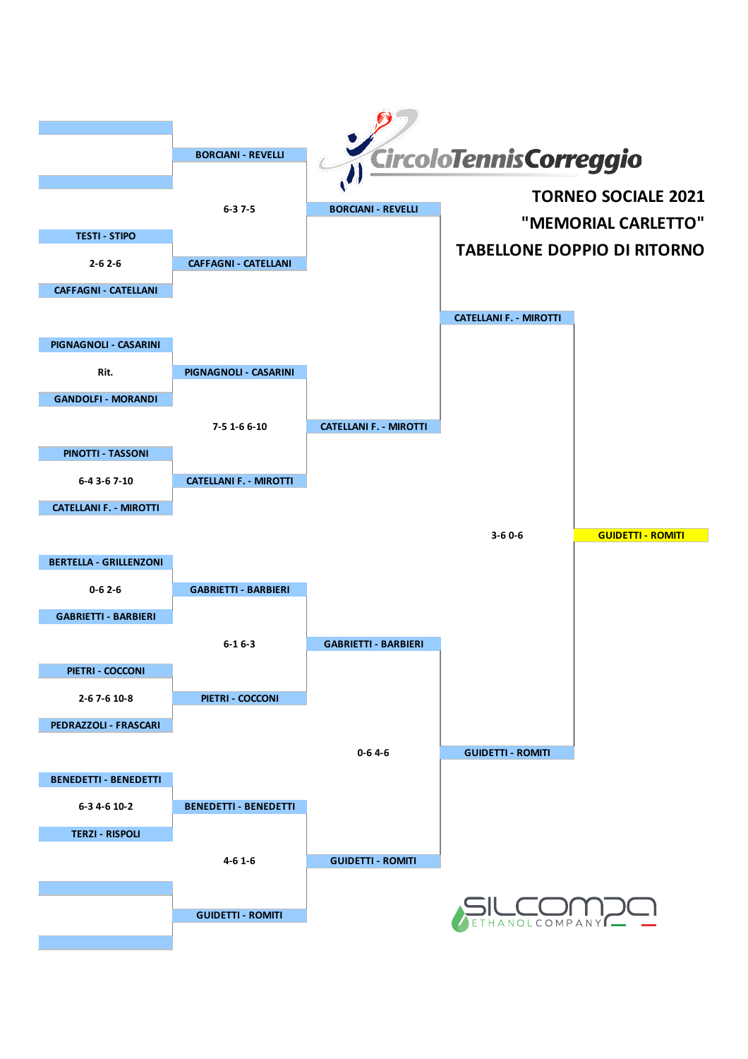CircoloTennisCorreggio

# TORNEO SOCIALE 2021

# "MEMORIAL CARLETTO"

# TABELLONE DOPPIO DI RITORNO

BORCIANI - REVELLI

6-3 7-5

TESTI - STIPO

2-6 2-6

CAFFAGNI - CATELLANI

CAFFAGNI - CATELLANI

BORCIANI - REVELLI

CATELLANI F. - MIROTTI

PIGNAGNOLI - CASARINI

Rit.

GANDOLFI - MORANDI

PIGNAGNOLI - CASARINI

7-5 1-6 6-10

CATELLANI F. - MIROTTI

PINOTTI - TASSONI

6-4 3-6 7-10

CATELLANI F. - MIROTTI

CATELLANI F. - MIROTTI

3-6 0-6

GUIDETTI - ROMITI

BERTELLA - GRILLENZONI

0-6 2-6

GABRIETTI - BARBIERI

GABRIETTI - BARBIERI

6-1 6-3

GABRIETTI - BARBIERI

PIETRI - COCCONI

2-6 7-6 10-8

PEDRAZZOLI - FRASCARI

PIETRI - COCCONI

0-6 4-6

GUIDETTI - ROMITI

BENEDETTI - BENEDETTI

6-3 4-6 10-2

TERZI - RISPOLI

BENEDETTI - BENEDETTI

4-6 1-6

GUIDETTI - ROMITI

GUIDETTI - ROMITI

SILCOMPA ETHANOL COMPANY